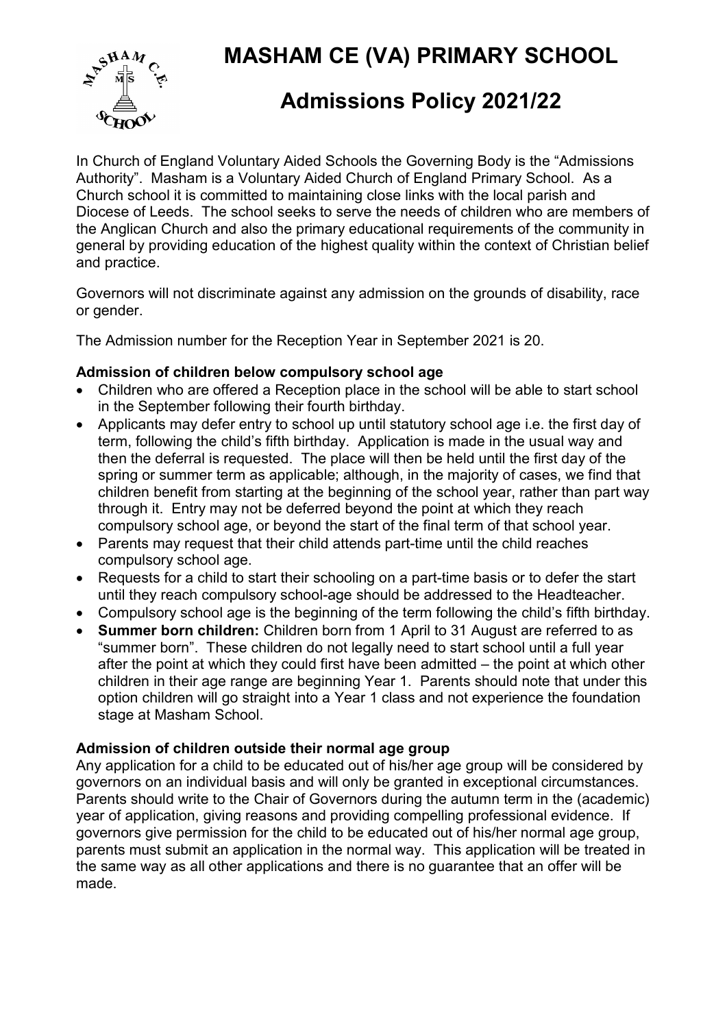# MASHAM CE (VA) PRIMARY SCHOOL

## Admissions Policy 2021/22

In Church of England Voluntary Aided Schools the Governing Body is the "Admissions Authority". Masham is a Voluntary Aided Church of England Primary School. As a Church school it is committed to maintaining close links with the local parish and Diocese of Leeds. The school seeks to serve the needs of children who are members of the Anglican Church and also the primary educational requirements of the community in general by providing education of the highest quality within the context of Christian belief and practice.

Governors will not discriminate against any admission on the grounds of disability, race or gender.

The Admission number for the Reception Year in September 2021 is 20.

**Admission of children below compulsory school age**

- Children who are offered a Reception place in the school will be able to start school in the September following their fourth birthday.
- Applicants may defer entry to school up until statutory school age i.e. the first day of term, following the child's fifth birthday. Application is made in the usual way and then the deferral is requested. The place will then be held until the first day of the spring or summer term as applicable; although, in the majority of cases, we find that children benefit from starting at the beginning of the school year, rather than part way through it. Entry may not be deferred beyond the point at which they reach compulsory school age, or beyond the start of the final term of that school year.
- Parents may request that their child attends part-time until the child reaches compulsory school age.
- Requests for a child to start their schooling on a part-time basis or to defer the start until they reach compulsory school-age should be addressed to the Headteacher.
- Compulsory school age is the beginning of the term following the child's fifth birthday.
- **Summer born children:** Children born from 1 April to 31 August are referred to as "summer born". These children do not legally need to start school until a full year after the point at which they could first have been admitted – the point at which other children in their age range are beginning Year 1. Parents should note that under this option children will go straight into a Year 1 class and not experience the foundation stage at Masham School.

**Admission of children outside their normal age group**

Any application for a child to be educated out of his/her age group will be considered by governors on an individual basis and will only be granted in exceptional circumstances. Parents should write to the Chair of Governors during the autumn term in the (academic) year of application, giving reasons and providing compelling professional evidence. If governors give permission for the child to be educated out of his/her normal age group, parents must submit an application in the normal way. This application will be treated in the same way as all other applications and there is no guarantee that an offer will be made.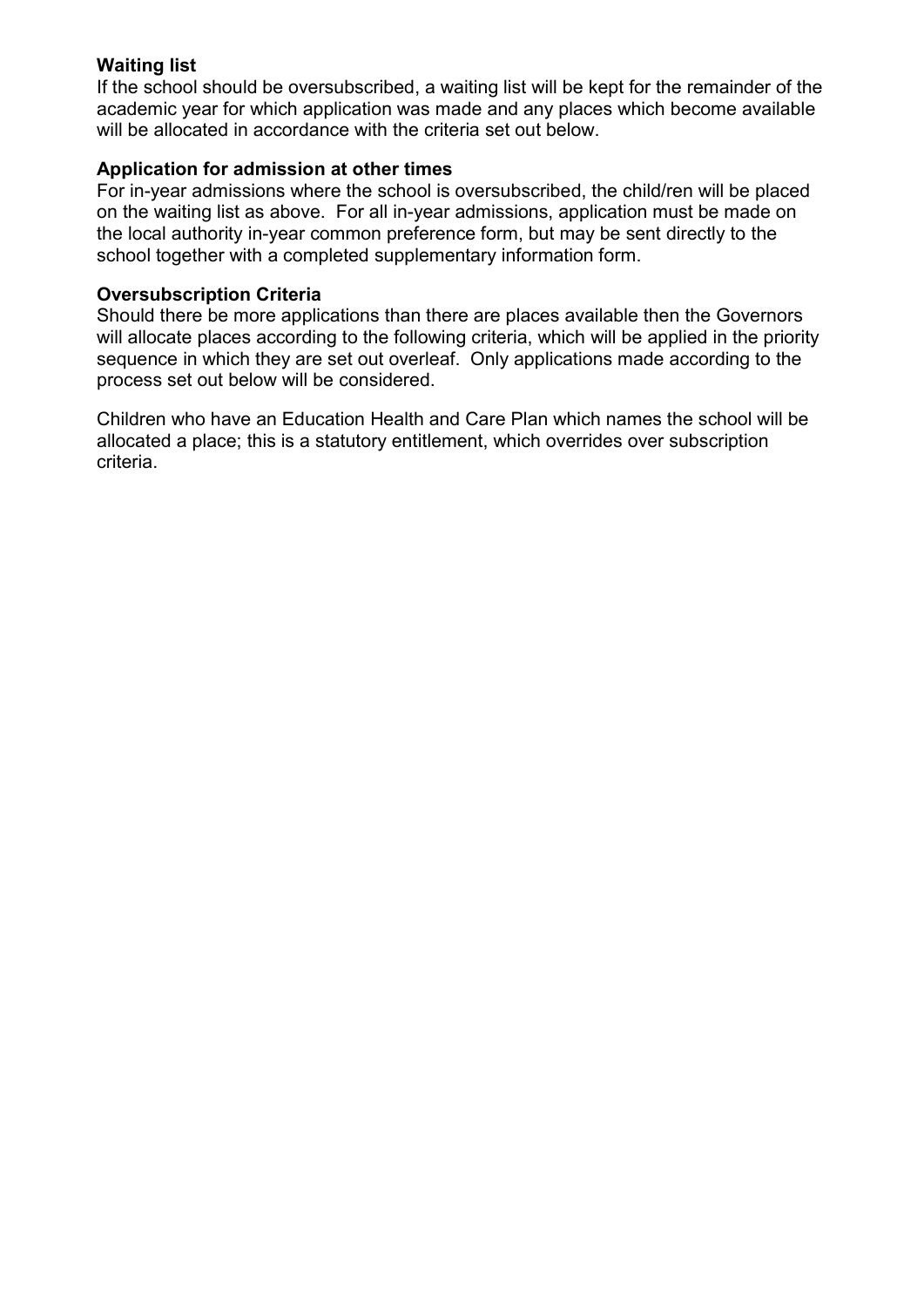**Waiting list**
If the school should be oversubscribed, a waiting list will be kept for the remainder of the academic year for which application was made and any places which become available will be allocated in accordance with the criteria set out below.

**Application for admission at other times**
For in-year admissions where the school is oversubscribed, the child/ren will be placed on the waiting list as above. For all in-year admissions, application must be made on the local authority in-year common preference form, but may be sent directly to the school together with a completed supplementary information form.

**Oversubscription Criteria**
Should there be more applications than there are places available then the Governors will allocate places according to the following criteria, which will be applied in the priority sequence in which they are set out overleaf. Only applications made according to the process set out below will be considered.

Children who have an Education Health and Care Plan which names the school will be allocated a place; this is a statutory entitlement, which overrides over subscription criteria.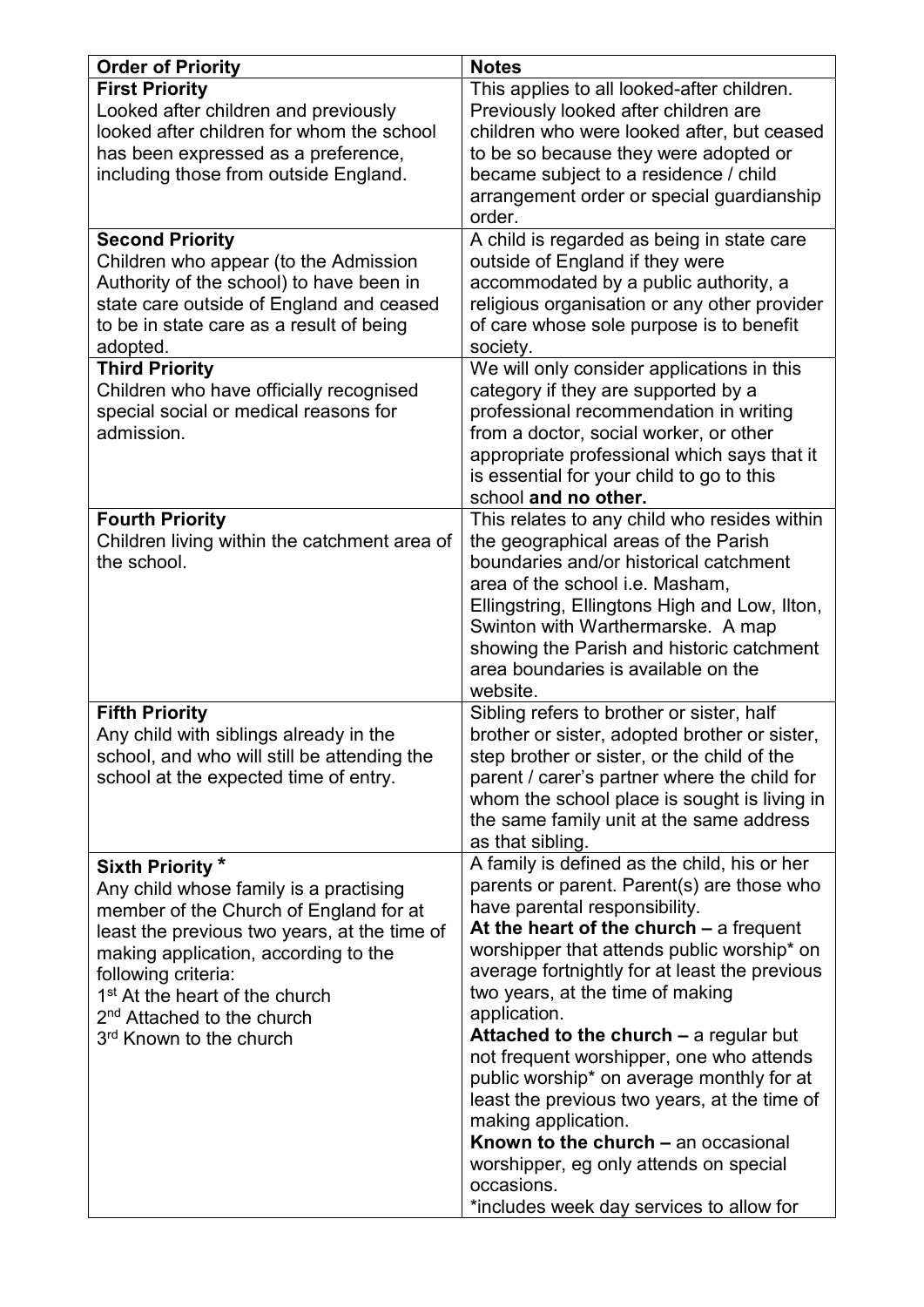| Order of Priority | Notes |
|---|---|
| **First Priority**<br>Looked after children and previously looked after children for whom the school has been expressed as a preference, including those from outside England. | This applies to all looked-after children. Previously looked after children are children who were looked after, but ceased to be so because they were adopted or became subject to a residence / child arrangement order or special guardianship order. |
| **Second Priority**<br>Children who appear (to the Admission Authority of the school) to have been in state care outside of England and ceased to be in state care as a result of being adopted. | A child is regarded as being in state care outside of England if they were accommodated by a public authority, a religious organisation or any other provider of care whose sole purpose is to benefit society. |
| **Third Priority**<br>Children who have officially recognised special social or medical reasons for admission. | We will only consider applications in this category if they are supported by a professional recommendation in writing from a doctor, social worker, or other appropriate professional which says that it is essential for your child to go to this school **and no other.** |
| **Fourth Priority**<br>Children living within the catchment area of the school. | This relates to any child who resides within the geographical areas of the Parish boundaries and/or historical catchment area of the school i.e. Masham, Ellingstring, Ellingtons High and Low, Ilton, Swinton with Warthermarske. A map showing the Parish and historic catchment area boundaries is available on the website. |
| **Fifth Priority**<br>Any child with siblings already in the school, and who will still be attending the school at the expected time of entry. | Sibling refers to brother or sister, half brother or sister, adopted brother or sister, step brother or sister, or the child of the parent / carer's partner where the child for whom the school place is sought is living in the same family unit at the same address as that sibling. |
| **Sixth Priority \***<br>Any child whose family is a practising member of the Church of England for at least the previous two years, at the time of making application, according to the following criteria:<br>1st At the heart of the church<br>2nd Attached to the church<br>3rd Known to the church | A family is defined as the child, his or her parents or parent. Parent(s) are those who have parental responsibility.<br>**At the heart of the church –** a frequent worshipper that attends public worship* on average fortnightly for at least the previous two years, at the time of making application.<br>**Attached to the church –** a regular but not frequent worshipper, one who attends public worship* on average monthly for at least the previous two years, at the time of making application.<br>**Known to the church –** an occasional worshipper, eg only attends on special occasions.<br>*includes week day services to allow for |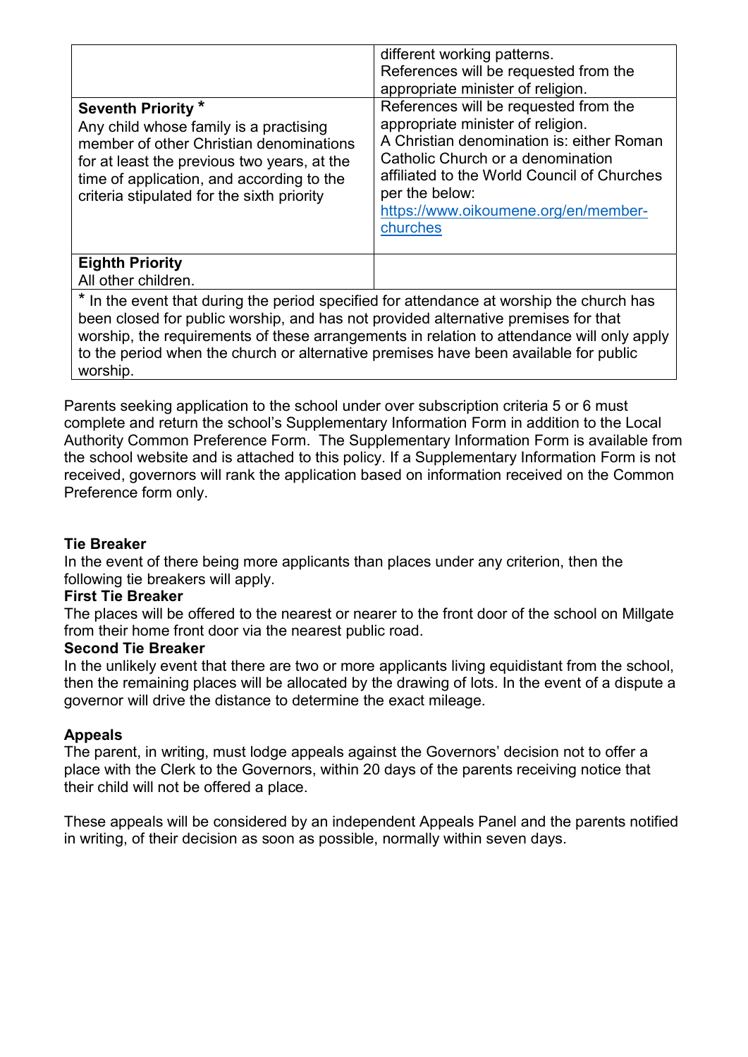| | |
|---|---|
| | different working patterns.<br>References will be requested from the appropriate minister of religion. |
| **Seventh Priority** *<br>Any child whose family is a practising member of other Christian denominations for at least the previous two years, at the time of application, and according to the criteria stipulated for the sixth priority | References will be requested from the appropriate minister of religion.<br>A Christian denomination is: either Roman Catholic Church or a denomination affiliated to the World Council of Churches per the below:<br>https://www.oikoumene.org/en/member-churches |
| **Eighth Priority**<br>All other children. | |
| * In the event that during the period specified for attendance at worship the church has been closed for public worship, and has not provided alternative premises for that worship, the requirements of these arrangements in relation to attendance will only apply to the period when the church or alternative premises have been available for public worship. | |

Parents seeking application to the school under over subscription criteria 5 or 6 must complete and return the school's Supplementary Information Form in addition to the Local Authority Common Preference Form. The Supplementary Information Form is available from the school website and is attached to this policy. If a Supplementary Information Form is not received, governors will rank the application based on information received on the Common Preference form only.

**Tie Breaker**
In the event of there being more applicants than places under any criterion, then the following tie breakers will apply.

**First Tie Breaker**
The places will be offered to the nearest or nearer to the front door of the school on Millgate from their home front door via the nearest public road.

**Second Tie Breaker**
In the unlikely event that there are two or more applicants living equidistant from the school, then the remaining places will be allocated by the drawing of lots. In the event of a dispute a governor will drive the distance to determine the exact mileage.

**Appeals**
The parent, in writing, must lodge appeals against the Governors' decision not to offer a place with the Clerk to the Governors, within 20 days of the parents receiving notice that their child will not be offered a place.

These appeals will be considered by an independent Appeals Panel and the parents notified in writing, of their decision as soon as possible, normally within seven days.